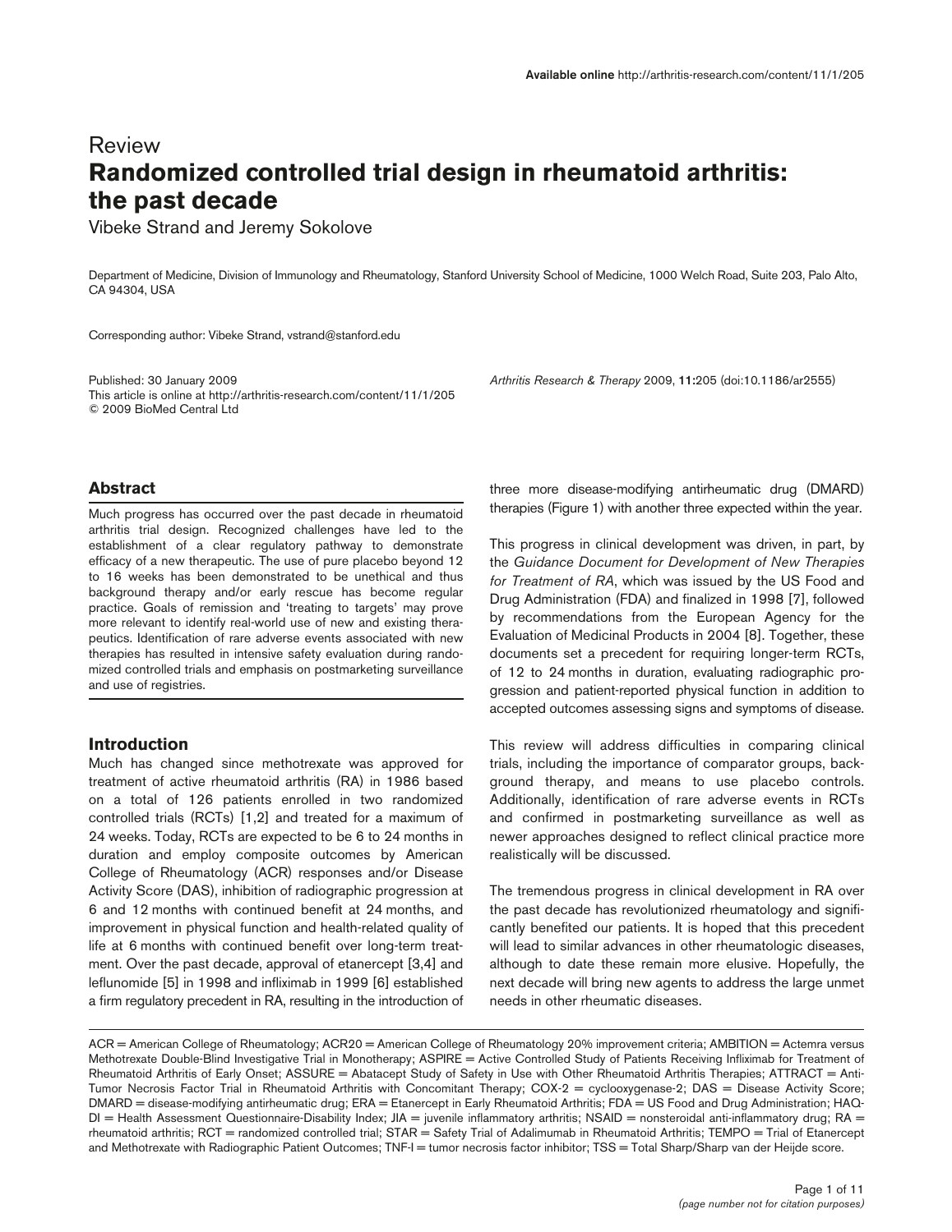Review

# Randomized controlled trial design in rheumatoid arthritis: the past decade

Vibeke Strand and Jeremy Sokolove

Department of Medicine, Division of Immunology and Rheumatology, Stanford University School of Medicine, 1000 Welch Road, Suite 203, Palo Alto, CA 94304, USA

Corresponding author: Vibeke Strand, vstrand@stanford.edu

Published: 30 January 2009
This article is online at http://arthritis-research.com/content/11/1/205
© 2009 BioMed Central Ltd

*Arthritis Research & Therapy* 2009, **11:**205 (doi:10.1186/ar2555)

## Abstract

Much progress has occurred over the past decade in rheumatoid arthritis trial design. Recognized challenges have led to the establishment of a clear regulatory pathway to demonstrate efficacy of a new therapeutic. The use of pure placebo beyond 12 to 16 weeks has been demonstrated to be unethical and thus background therapy and/or early rescue has become regular practice. Goals of remission and 'treating to targets' may prove more relevant to identify real-world use of new and existing therapeutics. Identification of rare adverse events associated with new therapies has resulted in intensive safety evaluation during randomized controlled trials and emphasis on postmarketing surveillance and use of registries.

## Introduction

Much has changed since methotrexate was approved for treatment of active rheumatoid arthritis (RA) in 1986 based on a total of 126 patients enrolled in two randomized controlled trials (RCTs) [1,2] and treated for a maximum of 24 weeks. Today, RCTs are expected to be 6 to 24 months in duration and employ composite outcomes by American College of Rheumatology (ACR) responses and/or Disease Activity Score (DAS), inhibition of radiographic progression at 6 and 12 months with continued benefit at 24 months, and improvement in physical function and health-related quality of life at 6 months with continued benefit over long-term treatment. Over the past decade, approval of etanercept [3,4] and leflunomide [5] in 1998 and infliximab in 1999 [6] established a firm regulatory precedent in RA, resulting in the introduction of three more disease-modifying antirheumatic drug (DMARD) therapies (Figure 1) with another three expected within the year.

This progress in clinical development was driven, in part, by the *Guidance Document for Development of New Therapies for Treatment of RA*, which was issued by the US Food and Drug Administration (FDA) and finalized in 1998 [7], followed by recommendations from the European Agency for the Evaluation of Medicinal Products in 2004 [8]. Together, these documents set a precedent for requiring longer-term RCTs, of 12 to 24 months in duration, evaluating radiographic progression and patient-reported physical function in addition to accepted outcomes assessing signs and symptoms of disease.

This review will address difficulties in comparing clinical trials, including the importance of comparator groups, background therapy, and means to use placebo controls. Additionally, identification of rare adverse events in RCTs and confirmed in postmarketing surveillance as well as newer approaches designed to reflect clinical practice more realistically will be discussed.

The tremendous progress in clinical development in RA over the past decade has revolutionized rheumatology and significantly benefited our patients. It is hoped that this precedent will lead to similar advances in other rheumatologic diseases, although to date these remain more elusive. Hopefully, the next decade will bring new agents to address the large unmet needs in other rheumatic diseases.

---

ACR = American College of Rheumatology; ACR20 = American College of Rheumatology 20% improvement criteria; AMBITION = Actemra versus Methotrexate Double-Blind Investigative Trial in Monotherapy; ASPIRE = Active Controlled Study of Patients Receiving Infliximab for Treatment of Rheumatoid Arthritis of Early Onset; ASSURE = Abatacept Study of Safety in Use with Other Rheumatoid Arthritis Therapies; ATTRACT = Anti-Tumor Necrosis Factor Trial in Rheumatoid Arthritis with Concomitant Therapy; COX-2 = cyclooxygenase-2; DAS = Disease Activity Score; DMARD = disease-modifying antirheumatic drug; ERA = Etanercept in Early Rheumatoid Arthritis; FDA = US Food and Drug Administration; HAQ-DI = Health Assessment Questionnaire-Disability Index; JIA = juvenile inflammatory arthritis; NSAID = nonsteroidal anti-inflammatory drug; RA = rheumatoid arthritis; RCT = randomized controlled trial; STAR = Safety Trial of Adalimumab in Rheumatoid Arthritis; TEMPO = Trial of Etanercept and Methotrexate with Radiographic Patient Outcomes; TNF-I = tumor necrosis factor inhibitor; TSS = Total Sharp/Sharp van der Heijde score.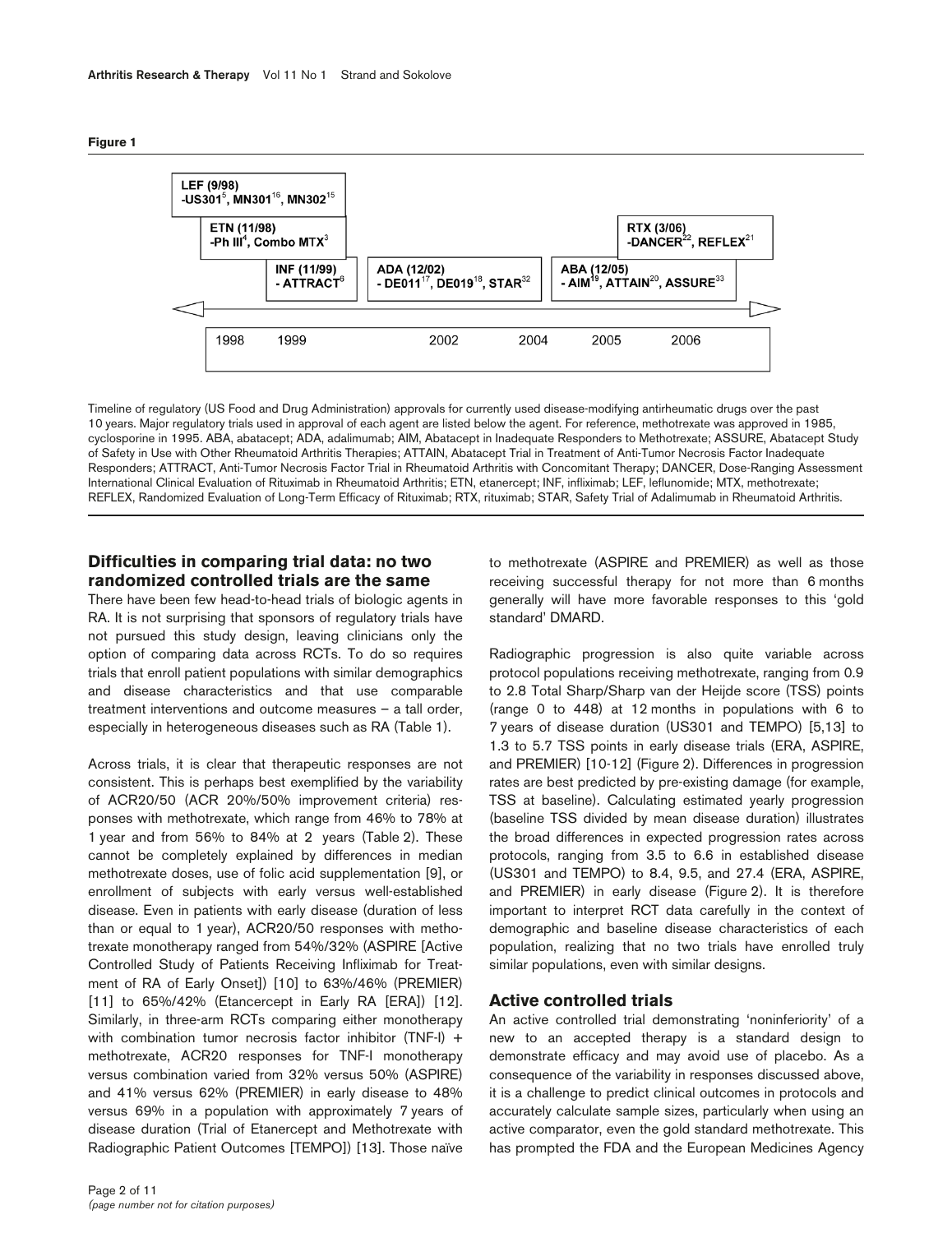**Figure 1**

Timeline of regulatory (US Food and Drug Administration) approvals for currently used disease-modifying antirheumatic drugs over the past 10 years. Major regulatory trials used in approval of each agent are listed below the agent. For reference, methotrexate was approved in 1985, cyclosporine in 1995. ABA, abatacept; ADA, adalimumab; AIM, Abatacept in Inadequate Responders to Methotrexate; ASSURE, Abatacept Study of Safety in Use with Other Rheumatoid Arthritis Therapies; ATTAIN, Abatacept Trial in Treatment of Anti-Tumor Necrosis Factor Inadequate Responders; ATTRACT, Anti-Tumor Necrosis Factor Trial in Rheumatoid Arthritis with Concomitant Therapy; DANCER, Dose-Ranging Assessment International Clinical Evaluation of Rituximab in Rheumatoid Arthritis; ETN, etanercept; INF, infliximab; LEF, leflunomide; MTX, methotrexate; REFLEX, Randomized Evaluation of Long-Term Efficacy of Rituximab; RTX, rituximab; STAR, Safety Trial of Adalimumab in Rheumatoid Arthritis.

## Difficulties in comparing trial data: no two randomized controlled trials are the same

There have been few head-to-head trials of biologic agents in RA. It is not surprising that sponsors of regulatory trials have not pursued this study design, leaving clinicians only the option of comparing data across RCTs. To do so requires trials that enroll patient populations with similar demographics and disease characteristics and that use comparable treatment interventions and outcome measures – a tall order, especially in heterogeneous diseases such as RA (Table 1).

Across trials, it is clear that therapeutic responses are not consistent. This is perhaps best exemplified by the variability of ACR20/50 (ACR 20%/50% improvement criteria) responses with methotrexate, which range from 46% to 78% at 1 year and from 56% to 84% at 2 years (Table 2). These cannot be completely explained by differences in median methotrexate doses, use of folic acid supplementation [9], or enrollment of subjects with early versus well-established disease. Even in patients with early disease (duration of less than or equal to 1 year), ACR20/50 responses with methotrexate monotherapy ranged from 54%/32% (ASPIRE [Active Controlled Study of Patients Receiving Infliximab for Treatment of RA of Early Onset]) [10] to 63%/46% (PREMIER) [11] to 65%/42% (Etancercept in Early RA [ERA]) [12]. Similarly, in three-arm RCTs comparing either monotherapy with combination tumor necrosis factor inhibitor (TNF-I) + methotrexate, ACR20 responses for TNF-I monotherapy versus combination varied from 32% versus 50% (ASPIRE) and 41% versus 62% (PREMIER) in early disease to 48% versus 69% in a population with approximately 7 years of disease duration (Trial of Etanercept and Methotrexate with Radiographic Patient Outcomes [TEMPO]) [13]. Those naïve to methotrexate (ASPIRE and PREMIER) as well as those receiving successful therapy for not more than 6 months generally will have more favorable responses to this 'gold standard' DMARD.

Radiographic progression is also quite variable across protocol populations receiving methotrexate, ranging from 0.9 to 2.8 Total Sharp/Sharp van der Heijde score (TSS) points (range 0 to 448) at 12 months in populations with 6 to 7 years of disease duration (US301 and TEMPO) [5,13] to 1.3 to 5.7 TSS points in early disease trials (ERA, ASPIRE, and PREMIER) [10-12] (Figure 2). Differences in progression rates are best predicted by pre-existing damage (for example, TSS at baseline). Calculating estimated yearly progression (baseline TSS divided by mean disease duration) illustrates the broad differences in expected progression rates across protocols, ranging from 3.5 to 6.6 in established disease (US301 and TEMPO) to 8.4, 9.5, and 27.4 (ERA, ASPIRE, and PREMIER) in early disease (Figure 2). It is therefore important to interpret RCT data carefully in the context of demographic and baseline disease characteristics of each population, realizing that no two trials have enrolled truly similar populations, even with similar designs.

## Active controlled trials

An active controlled trial demonstrating 'noninferiority' of a new to an accepted therapy is a standard design to demonstrate efficacy and may avoid use of placebo. As a consequence of the variability in responses discussed above, it is a challenge to predict clinical outcomes in protocols and accurately calculate sample sizes, particularly when using an active comparator, even the gold standard methotrexate. This has prompted the FDA and the European Medicines Agency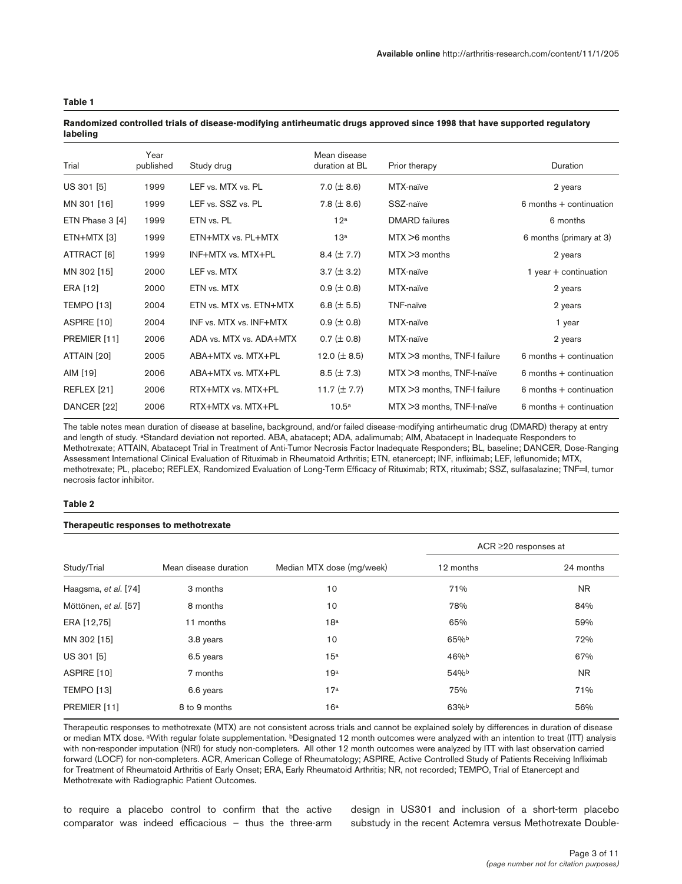**Table 1**

**Randomized controlled trials of disease-modifying antirheumatic drugs approved since 1998 that have supported regulatory labeling**

| Trial | Year published | Study drug | Mean disease duration at BL | Prior therapy | Duration |
|---|---|---|---|---|---|
| US 301 [5] | 1999 | LEF vs. MTX vs. PL | 7.0 (± 8.6) | MTX-naïve | 2 years |
| MN 301 [16] | 1999 | LEF vs. SSZ vs. PL | 7.8 (± 8.6) | SSZ-naïve | 6 months + continuation |
| ETN Phase 3 [4] | 1999 | ETN vs. PL | 12[a] | DMARD failures | 6 months |
| ETN+MTX [3] | 1999 | ETN+MTX vs. PL+MTX | 13[a] | MTX >6 months | 6 months (primary at 3) |
| ATTRACT [6] | 1999 | INF+MTX vs. MTX+PL | 8.4 (± 7.7) | MTX >3 months | 2 years |
| MN 302 [15] | 2000 | LEF vs. MTX | 3.7 (± 3.2) | MTX-naïve | 1 year + continuation |
| ERA [12] | 2000 | ETN vs. MTX | 0.9 (± 0.8) | MTX-naïve | 2 years |
| TEMPO [13] | 2004 | ETN vs. MTX vs. ETN+MTX | 6.8 (± 5.5) | TNF-naïve | 2 years |
| ASPIRE [10] | 2004 | INF vs. MTX vs. INF+MTX | 0.9 (± 0.8) | MTX-naïve | 1 year |
| PREMIER [11] | 2006 | ADA vs. MTX vs. ADA+MTX | 0.7 (± 0.8) | MTX-naïve | 2 years |
| ATTAIN [20] | 2005 | ABA+MTX vs. MTX+PL | 12.0 (± 8.5) | MTX >3 months, TNF-I failure | 6 months + continuation |
| AIM [19] | 2006 | ABA+MTX vs. MTX+PL | 8.5 (± 7.3) | MTX >3 months, TNF-I-naïve | 6 months + continuation |
| REFLEX [21] | 2006 | RTX+MTX vs. MTX+PL | 11.7 (± 7.7) | MTX >3 months, TNF-I failure | 6 months + continuation |
| DANCER [22] | 2006 | RTX+MTX vs. MTX+PL | 10.5[a] | MTX >3 months, TNF-I-naïve | 6 months + continuation |

The table notes mean duration of disease at baseline, background, and/or failed disease-modifying antirheumatic drug (DMARD) therapy at entry and length of study. [a]Standard deviation not reported. ABA, abatacept; ADA, adalimumab; AIM, Abatacept in Inadequate Responders to Methotrexate; ATTAIN, Abatacept Trial in Treatment of Anti-Tumor Necrosis Factor Inadequate Responders; BL, baseline; DANCER, Dose-Ranging Assessment International Clinical Evaluation of Rituximab in Rheumatoid Arthritis; ETN, etanercept; INF, infliximab; LEF, leflunomide; MTX, methotrexate; PL, placebo; REFLEX, Randomized Evaluation of Long-Term Efficacy of Rituximab; RTX, rituximab; SSZ, sulfasalazine; TNF=I, tumor necrosis factor inhibitor.

**Table 2**

**Therapeutic responses to methotrexate**

| Study/Trial | Mean disease duration | Median MTX dose (mg/week) | ACR ≥20 responses at | |
|---|---|---|---|---|
| | | | 12 months | 24 months |
| Haagsma, *et al.* [74] | 3 months | 10 | 71% | NR |
| Möttönen, *et al.* [57] | 8 months | 10 | 78% | 84% |
| ERA [12,75] | 11 months | 18[a] | 65% | 59% |
| MN 302 [15] | 3.8 years | 10 | 65%[b] | 72% |
| US 301 [5] | 6.5 years | 15[a] | 46%[b] | 67% |
| ASPIRE [10] | 7 months | 19[a] | 54%[b] | NR |
| TEMPO [13] | 6.6 years | 17[a] | 75% | 71% |
| PREMIER [11] | 8 to 9 months | 16[a] | 63%[b] | 56% |

Therapeutic responses to methotrexate (MTX) are not consistent across trials and cannot be explained solely by differences in duration of disease or median MTX dose. [a]With regular folate supplementation. [b]Designated 12 month outcomes were analyzed with an intention to treat (ITT) analysis with non-responder imputation (NRI) for study non-completers. All other 12 month outcomes were analyzed by ITT with last observation carried forward (LOCF) for non-completers. ACR, American College of Rheumatology; ASPIRE, Active Controlled Study of Patients Receiving Infliximab for Treatment of Rheumatoid Arthritis of Early Onset; ERA, Early Rheumatoid Arthritis; NR, not recorded; TEMPO, Trial of Etanercept and Methotrexate with Radiographic Patient Outcomes.

to require a placebo control to confirm that the active comparator was indeed efficacious – thus the three-arm design in US301 and inclusion of a short-term placebo substudy in the recent Actemra versus Methotrexate Double-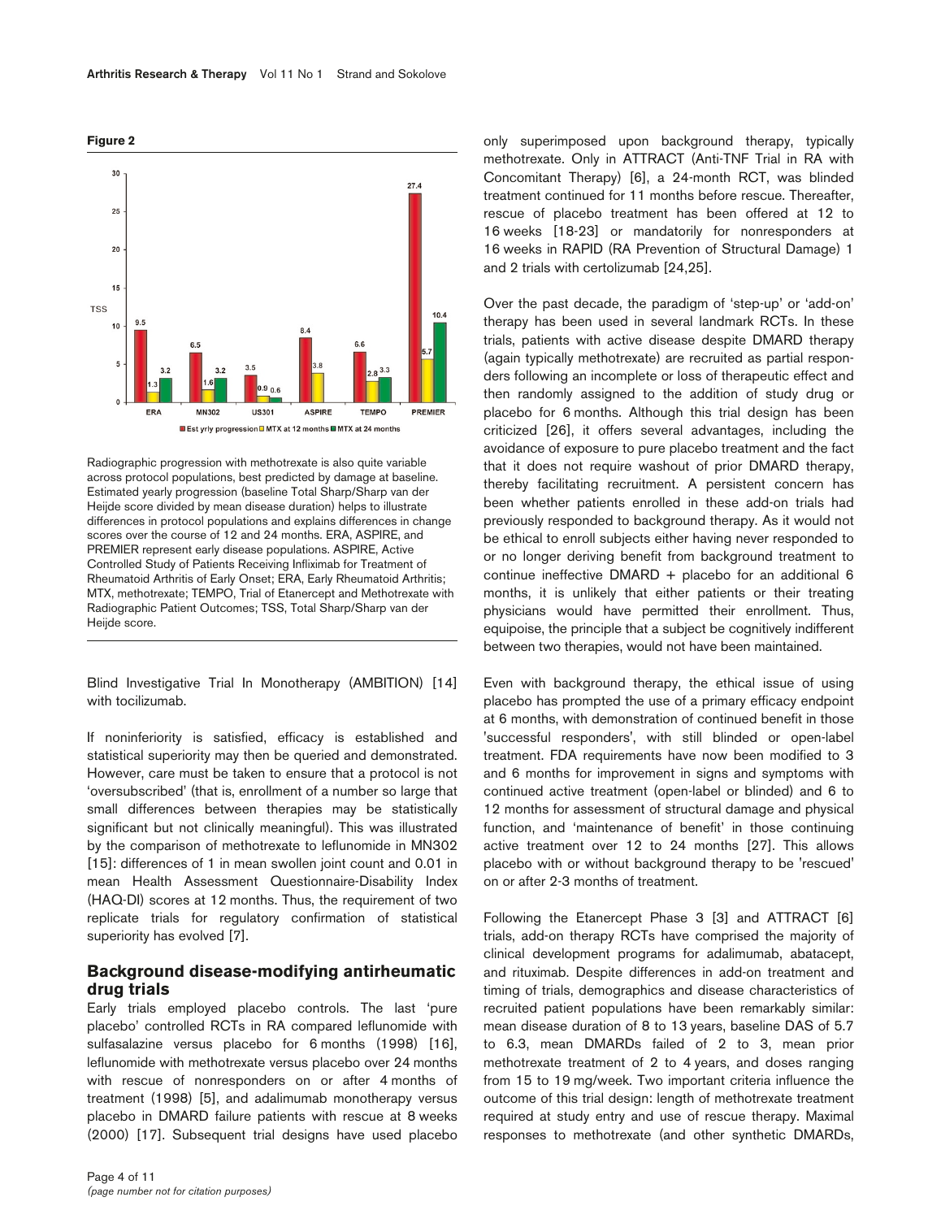**Figure 2**

Radiographic progression with methotrexate is also quite variable across protocol populations, best predicted by damage at baseline. Estimated yearly progression (baseline Total Sharp/Sharp van der Heijde score divided by mean disease duration) helps to illustrate differences in protocol populations and explains differences in change scores over the course of 12 and 24 months. ERA, ASPIRE, and PREMIER represent early disease populations. ASPIRE, Active Controlled Study of Patients Receiving Infliximab for Treatment of Rheumatoid Arthritis of Early Onset; ERA, Early Rheumatoid Arthritis; MTX, methotrexate; TEMPO, Trial of Etanercept and Methotrexate with Radiographic Patient Outcomes; TSS, Total Sharp/Sharp van der Heijde score.

Blind Investigative Trial In Monotherapy (AMBITION) [14] with tocilizumab.

If noninferiority is satisfied, efficacy is established and statistical superiority may then be queried and demonstrated. However, care must be taken to ensure that a protocol is not 'oversubscribed' (that is, enrollment of a number so large that small differences between therapies may be statistically significant but not clinically meaningful). This was illustrated by the comparison of methotrexate to leflunomide in MN302 [15]: differences of 1 in mean swollen joint count and 0.01 in mean Health Assessment Questionnaire-Disability Index (HAQ-DI) scores at 12 months. Thus, the requirement of two replicate trials for regulatory confirmation of statistical superiority has evolved [7].

## Background disease-modifying antirheumatic drug trials

Early trials employed placebo controls. The last 'pure placebo' controlled RCTs in RA compared leflunomide with sulfasalazine versus placebo for 6 months (1998) [16], leflunomide with methotrexate versus placebo over 24 months with rescue of nonresponders on or after 4 months of treatment (1998) [5], and adalimumab monotherapy versus placebo in DMARD failure patients with rescue at 8 weeks (2000) [17]. Subsequent trial designs have used placebo only superimposed upon background therapy, typically methotrexate. Only in ATTRACT (Anti-TNF Trial in RA with Concomitant Therapy) [6], a 24-month RCT, was blinded treatment continued for 11 months before rescue. Thereafter, rescue of placebo treatment has been offered at 12 to 16 weeks [18-23] or mandatorily for nonresponders at 16 weeks in RAPID (RA Prevention of Structural Damage) 1 and 2 trials with certolizumab [24,25].

Over the past decade, the paradigm of 'step-up' or 'add-on' therapy has been used in several landmark RCTs. In these trials, patients with active disease despite DMARD therapy (again typically methotrexate) are recruited as partial responders following an incomplete or loss of therapeutic effect and then randomly assigned to the addition of study drug or placebo for 6 months. Although this trial design has been criticized [26], it offers several advantages, including the avoidance of exposure to pure placebo treatment and the fact that it does not require washout of prior DMARD therapy, thereby facilitating recruitment. A persistent concern has been whether patients enrolled in these add-on trials had previously responded to background therapy. As it would not be ethical to enroll subjects either having never responded to or no longer deriving benefit from background treatment to continue ineffective DMARD + placebo for an additional 6 months, it is unlikely that either patients or their treating physicians would have permitted their enrollment. Thus, equipoise, the principle that a subject be cognitively indifferent between two therapies, would not have been maintained.

Even with background therapy, the ethical issue of using placebo has prompted the use of a primary efficacy endpoint at 6 months, with demonstration of continued benefit in those 'successful responders', with still blinded or open-label treatment. FDA requirements have now been modified to 3 and 6 months for improvement in signs and symptoms with continued active treatment (open-label or blinded) and 6 to 12 months for assessment of structural damage and physical function, and 'maintenance of benefit' in those continuing active treatment over 12 to 24 months [27]. This allows placebo with or without background therapy to be 'rescued' on or after 2-3 months of treatment.

Following the Etanercept Phase 3 [3] and ATTRACT [6] trials, add-on therapy RCTs have comprised the majority of clinical development programs for adalimumab, abatacept, and rituximab. Despite differences in add-on treatment and timing of trials, demographics and disease characteristics of recruited patient populations have been remarkably similar: mean disease duration of 8 to 13 years, baseline DAS of 5.7 to 6.3, mean DMARDs failed of 2 to 3, mean prior methotrexate treatment of 2 to 4 years, and doses ranging from 15 to 19 mg/week. Two important criteria influence the outcome of this trial design: length of methotrexate treatment required at study entry and use of rescue therapy. Maximal responses to methotrexate (and other synthetic DMARDs,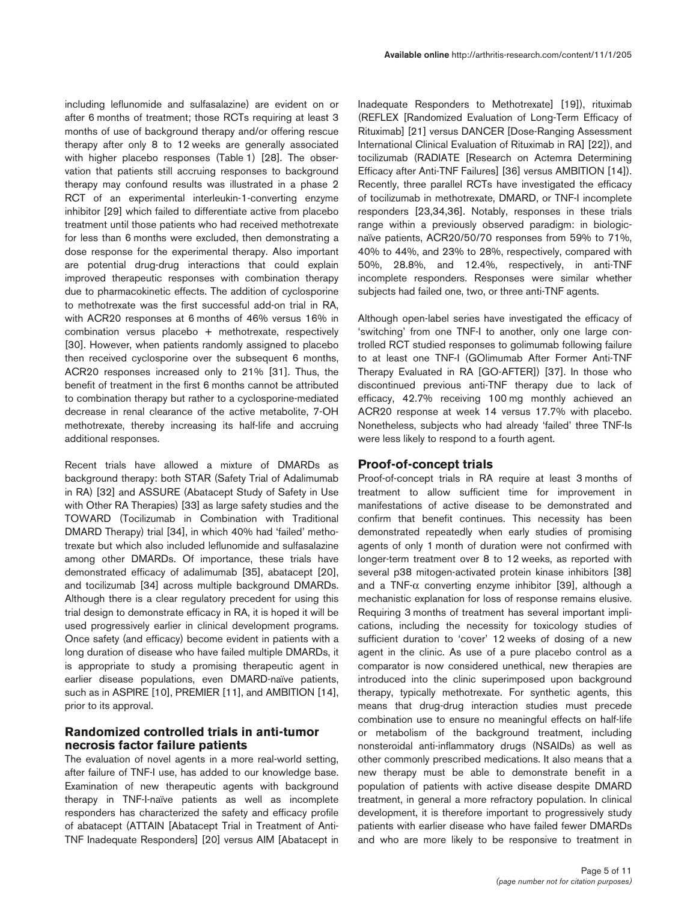including leflunomide and sulfasalazine) are evident on or after 6 months of treatment; those RCTs requiring at least 3 months of use of background therapy and/or offering rescue therapy after only 8 to 12 weeks are generally associated with higher placebo responses (Table 1) [28]. The observation that patients still accruing responses to background therapy may confound results was illustrated in a phase 2 RCT of an experimental interleukin-1-converting enzyme inhibitor [29] which failed to differentiate active from placebo treatment until those patients who had received methotrexate for less than 6 months were excluded, then demonstrating a dose response for the experimental therapy. Also important are potential drug-drug interactions that could explain improved therapeutic responses with combination therapy due to pharmacokinetic effects. The addition of cyclosporine to methotrexate was the first successful add-on trial in RA, with ACR20 responses at 6 months of 46% versus 16% in combination versus placebo + methotrexate, respectively [30]. However, when patients randomly assigned to placebo then received cyclosporine over the subsequent 6 months, ACR20 responses increased only to 21% [31]. Thus, the benefit of treatment in the first 6 months cannot be attributed to combination therapy but rather to a cyclosporine-mediated decrease in renal clearance of the active metabolite, 7-OH methotrexate, thereby increasing its half-life and accruing additional responses.

Recent trials have allowed a mixture of DMARDs as background therapy: both STAR (Safety Trial of Adalimumab in RA) [32] and ASSURE (Abatacept Study of Safety in Use with Other RA Therapies) [33] as large safety studies and the TOWARD (Tocilizumab in Combination with Traditional DMARD Therapy) trial [34], in which 40% had 'failed' methotrexate but which also included leflunomide and sulfasalazine among other DMARDs. Of importance, these trials have demonstrated efficacy of adalimumab [35], abatacept [20], and tocilizumab [34] across multiple background DMARDs. Although there is a clear regulatory precedent for using this trial design to demonstrate efficacy in RA, it is hoped it will be used progressively earlier in clinical development programs. Once safety (and efficacy) become evident in patients with a long duration of disease who have failed multiple DMARDs, it is appropriate to study a promising therapeutic agent in earlier disease populations, even DMARD-naïve patients, such as in ASPIRE [10], PREMIER [11], and AMBITION [14], prior to its approval.

## Randomized controlled trials in anti-tumor necrosis factor failure patients

The evaluation of novel agents in a more real-world setting, after failure of TNF-I use, has added to our knowledge base. Examination of new therapeutic agents with background therapy in TNF-I-naïve patients as well as incomplete responders has characterized the safety and efficacy profile of abatacept (ATTAIN [Abatacept Trial in Treatment of Anti-TNF Inadequate Responders] [20] versus AIM [Abatacept in Inadequate Responders to Methotrexate] [19]), rituximab (REFLEX [Randomized Evaluation of Long-Term Efficacy of Rituximab] [21] versus DANCER [Dose-Ranging Assessment International Clinical Evaluation of Rituximab in RA] [22]), and tocilizumab (RADIATE [Research on Actemra Determining Efficacy after Anti-TNF Failures] [36] versus AMBITION [14]). Recently, three parallel RCTs have investigated the efficacy of tocilizumab in methotrexate, DMARD, or TNF-I incomplete responders [23,34,36]. Notably, responses in these trials range within a previously observed paradigm: in biologic-naïve patients, ACR20/50/70 responses from 59% to 71%, 40% to 44%, and 23% to 28%, respectively, compared with 50%, 28.8%, and 12.4%, respectively, in anti-TNF incomplete responders. Responses were similar whether subjects had failed one, two, or three anti-TNF agents.

Although open-label series have investigated the efficacy of 'switching' from one TNF-I to another, only one large controlled RCT studied responses to golimumab following failure to at least one TNF-I (GOlimumab After Former Anti-TNF Therapy Evaluated in RA [GO-AFTER]) [37]. In those who discontinued previous anti-TNF therapy due to lack of efficacy, 42.7% receiving 100 mg monthly achieved an ACR20 response at week 14 versus 17.7% with placebo. Nonetheless, subjects who had already 'failed' three TNF-Is were less likely to respond to a fourth agent.

## Proof-of-concept trials

Proof-of-concept trials in RA require at least 3 months of treatment to allow sufficient time for improvement in manifestations of active disease to be demonstrated and confirm that benefit continues. This necessity has been demonstrated repeatedly when early studies of promising agents of only 1 month of duration were not confirmed with longer-term treatment over 8 to 12 weeks, as reported with several p38 mitogen-activated protein kinase inhibitors [38] and a TNF-$\alpha$ converting enzyme inhibitor [39], although a mechanistic explanation for loss of response remains elusive. Requiring 3 months of treatment has several important implications, including the necessity for toxicology studies of sufficient duration to 'cover' 12 weeks of dosing of a new agent in the clinic. As use of a pure placebo control as a comparator is now considered unethical, new therapies are introduced into the clinic superimposed upon background therapy, typically methotrexate. For synthetic agents, this means that drug-drug interaction studies must precede combination use to ensure no meaningful effects on half-life or metabolism of the background treatment, including nonsteroidal anti-inflammatory drugs (NSAIDs) as well as other commonly prescribed medications. It also means that a new therapy must be able to demonstrate benefit in a population of patients with active disease despite DMARD treatment, in general a more refractory population. In clinical development, it is therefore important to progressively study patients with earlier disease who have failed fewer DMARDs and who are more likely to be responsive to treatment in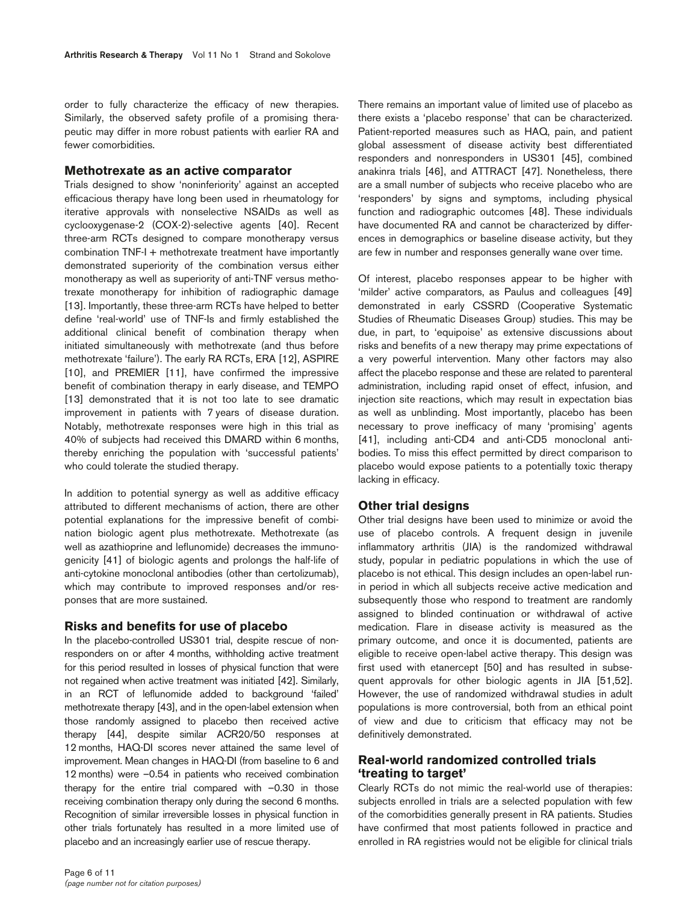order to fully characterize the efficacy of new therapies. Similarly, the observed safety profile of a promising therapeutic may differ in more robust patients with earlier RA and fewer comorbidities.

## Methotrexate as an active comparator

Trials designed to show 'noninferiority' against an accepted efficacious therapy have long been used in rheumatology for iterative approvals with nonselective NSAIDs as well as cyclooxygenase-2 (COX-2)-selective agents [40]. Recent three-arm RCTs designed to compare monotherapy versus combination TNF-I + methotrexate treatment have importantly demonstrated superiority of the combination versus either monotherapy as well as superiority of anti-TNF versus methotrexate monotherapy for inhibition of radiographic damage [13]. Importantly, these three-arm RCTs have helped to better define 'real-world' use of TNF-Is and firmly established the additional clinical benefit of combination therapy when initiated simultaneously with methotrexate (and thus before methotrexate 'failure'). The early RA RCTs, ERA [12], ASPIRE [10], and PREMIER [11], have confirmed the impressive benefit of combination therapy in early disease, and TEMPO [13] demonstrated that it is not too late to see dramatic improvement in patients with 7 years of disease duration. Notably, methotrexate responses were high in this trial as 40% of subjects had received this DMARD within 6 months, thereby enriching the population with 'successful patients' who could tolerate the studied therapy.

In addition to potential synergy as well as additive efficacy attributed to different mechanisms of action, there are other potential explanations for the impressive benefit of combination biologic agent plus methotrexate. Methotrexate (as well as azathioprine and leflunomide) decreases the immunogenicity [41] of biologic agents and prolongs the half-life of anti-cytokine monoclonal antibodies (other than certolizumab), which may contribute to improved responses and/or responses that are more sustained.

## Risks and benefits for use of placebo

In the placebo-controlled US301 trial, despite rescue of nonresponders on or after 4 months, withholding active treatment for this period resulted in losses of physical function that were not regained when active treatment was initiated [42]. Similarly, in an RCT of leflunomide added to background 'failed' methotrexate therapy [43], and in the open-label extension when those randomly assigned to placebo then received active therapy [44], despite similar ACR20/50 responses at 12 months, HAQ-DI scores never attained the same level of improvement. Mean changes in HAQ-DI (from baseline to 6 and 12 months) were –0.54 in patients who received combination therapy for the entire trial compared with –0.30 in those receiving combination therapy only during the second 6 months. Recognition of similar irreversible losses in physical function in other trials fortunately has resulted in a more limited use of placebo and an increasingly earlier use of rescue therapy.

There remains an important value of limited use of placebo as there exists a 'placebo response' that can be characterized. Patient-reported measures such as HAQ, pain, and patient global assessment of disease activity best differentiated responders and nonresponders in US301 [45], combined anakinra trials [46], and ATTRACT [47]. Nonetheless, there are a small number of subjects who receive placebo who are 'responders' by signs and symptoms, including physical function and radiographic outcomes [48]. These individuals have documented RA and cannot be characterized by differences in demographics or baseline disease activity, but they are few in number and responses generally wane over time.

Of interest, placebo responses appear to be higher with 'milder' active comparators, as Paulus and colleagues [49] demonstrated in early CSSRD (Cooperative Systematic Studies of Rheumatic Diseases Group) studies. This may be due, in part, to 'equipoise' as extensive discussions about risks and benefits of a new therapy may prime expectations of a very powerful intervention. Many other factors may also affect the placebo response and these are related to parenteral administration, including rapid onset of effect, infusion, and injection site reactions, which may result in expectation bias as well as unblinding. Most importantly, placebo has been necessary to prove inefficacy of many 'promising' agents [41], including anti-CD4 and anti-CD5 monoclonal antibodies. To miss this effect permitted by direct comparison to placebo would expose patients to a potentially toxic therapy lacking in efficacy.

## Other trial designs

Other trial designs have been used to minimize or avoid the use of placebo controls. A frequent design in juvenile inflammatory arthritis (JIA) is the randomized withdrawal study, popular in pediatric populations in which the use of placebo is not ethical. This design includes an open-label run-in period in which all subjects receive active medication and subsequently those who respond to treatment are randomly assigned to blinded continuation or withdrawal of active medication. Flare in disease activity is measured as the primary outcome, and once it is documented, patients are eligible to receive open-label active therapy. This design was first used with etanercept [50] and has resulted in subsequent approvals for other biologic agents in JIA [51,52]. However, the use of randomized withdrawal studies in adult populations is more controversial, both from an ethical point of view and due to criticism that efficacy may not be definitively demonstrated.

## Real-world randomized controlled trials 'treating to target'

Clearly RCTs do not mimic the real-world use of therapies: subjects enrolled in trials are a selected population with few of the comorbidities generally present in RA patients. Studies have confirmed that most patients followed in practice and enrolled in RA registries would not be eligible for clinical trials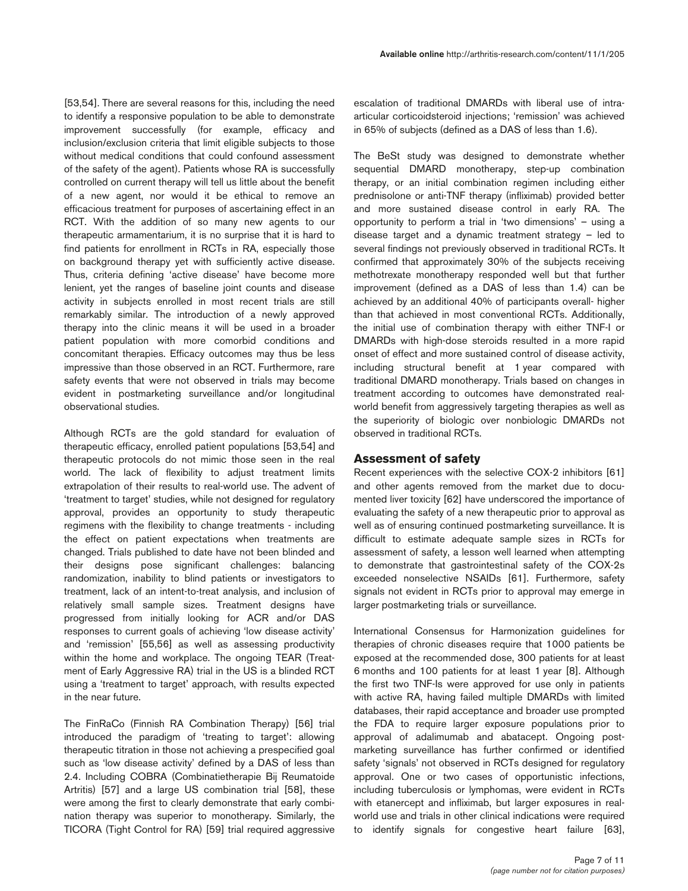[53,54]. There are several reasons for this, including the need to identify a responsive population to be able to demonstrate improvement successfully (for example, efficacy and inclusion/exclusion criteria that limit eligible subjects to those without medical conditions that could confound assessment of the safety of the agent). Patients whose RA is successfully controlled on current therapy will tell us little about the benefit of a new agent, nor would it be ethical to remove an efficacious treatment for purposes of ascertaining effect in an RCT. With the addition of so many new agents to our therapeutic armamentarium, it is no surprise that it is hard to find patients for enrollment in RCTs in RA, especially those on background therapy yet with sufficiently active disease. Thus, criteria defining 'active disease' have become more lenient, yet the ranges of baseline joint counts and disease activity in subjects enrolled in most recent trials are still remarkably similar. The introduction of a newly approved therapy into the clinic means it will be used in a broader patient population with more comorbid conditions and concomitant therapies. Efficacy outcomes may thus be less impressive than those observed in an RCT. Furthermore, rare safety events that were not observed in trials may become evident in postmarketing surveillance and/or longitudinal observational studies.

Although RCTs are the gold standard for evaluation of therapeutic efficacy, enrolled patient populations [53,54] and therapeutic protocols do not mimic those seen in the real world. The lack of flexibility to adjust treatment limits extrapolation of their results to real-world use. The advent of 'treatment to target' studies, while not designed for regulatory approval, provides an opportunity to study therapeutic regimens with the flexibility to change treatments - including the effect on patient expectations when treatments are changed. Trials published to date have not been blinded and their designs pose significant challenges: balancing randomization, inability to blind patients or investigators to treatment, lack of an intent-to-treat analysis, and inclusion of relatively small sample sizes. Treatment designs have progressed from initially looking for ACR and/or DAS responses to current goals of achieving 'low disease activity' and 'remission' [55,56] as well as assessing productivity within the home and workplace. The ongoing TEAR (Treatment of Early Aggressive RA) trial in the US is a blinded RCT using a 'treatment to target' approach, with results expected in the near future.

The FinRaCo (Finnish RA Combination Therapy) [56] trial introduced the paradigm of 'treating to target': allowing therapeutic titration in those not achieving a prespecified goal such as 'low disease activity' defined by a DAS of less than 2.4. Including COBRA (Combinatietherapie Bij Reumatoide Artritis) [57] and a large US combination trial [58], these were among the first to clearly demonstrate that early combination therapy was superior to monotherapy. Similarly, the TICORA (Tight Control for RA) [59] trial required aggressive escalation of traditional DMARDs with liberal use of intra-articular corticoidsteroid injections; 'remission' was achieved in 65% of subjects (defined as a DAS of less than 1.6).

The BeSt study was designed to demonstrate whether sequential DMARD monotherapy, step-up combination therapy, or an initial combination regimen including either prednisolone or anti-TNF therapy (infliximab) provided better and more sustained disease control in early RA. The opportunity to perform a trial in 'two dimensions' – using a disease target and a dynamic treatment strategy – led to several findings not previously observed in traditional RCTs. It confirmed that approximately 30% of the subjects receiving methotrexate monotherapy responded well but that further improvement (defined as a DAS of less than 1.4) can be achieved by an additional 40% of participants overall- higher than that achieved in most conventional RCTs. Additionally, the initial use of combination therapy with either TNF-I or DMARDs with high-dose steroids resulted in a more rapid onset of effect and more sustained control of disease activity, including structural benefit at 1 year compared with traditional DMARD monotherapy. Trials based on changes in treatment according to outcomes have demonstrated real-world benefit from aggressively targeting therapies as well as the superiority of biologic over nonbiologic DMARDs not observed in traditional RCTs.

## Assessment of safety

Recent experiences with the selective COX-2 inhibitors [61] and other agents removed from the market due to documented liver toxicity [62] have underscored the importance of evaluating the safety of a new therapeutic prior to approval as well as of ensuring continued postmarketing surveillance. It is difficult to estimate adequate sample sizes in RCTs for assessment of safety, a lesson well learned when attempting to demonstrate that gastrointestinal safety of the COX-2s exceeded nonselective NSAIDs [61]. Furthermore, safety signals not evident in RCTs prior to approval may emerge in larger postmarketing trials or surveillance.

International Consensus for Harmonization guidelines for therapies of chronic diseases require that 1000 patients be exposed at the recommended dose, 300 patients for at least 6 months and 100 patients for at least 1 year [8]. Although the first two TNF-Is were approved for use only in patients with active RA, having failed multiple DMARDs with limited databases, their rapid acceptance and broader use prompted the FDA to require larger exposure populations prior to approval of adalimumab and abatacept. Ongoing postmarketing surveillance has further confirmed or identified safety 'signals' not observed in RCTs designed for regulatory approval. One or two cases of opportunistic infections, including tuberculosis or lymphomas, were evident in RCTs with etanercept and infliximab, but larger exposures in real-world use and trials in other clinical indications were required to identify signals for congestive heart failure [63],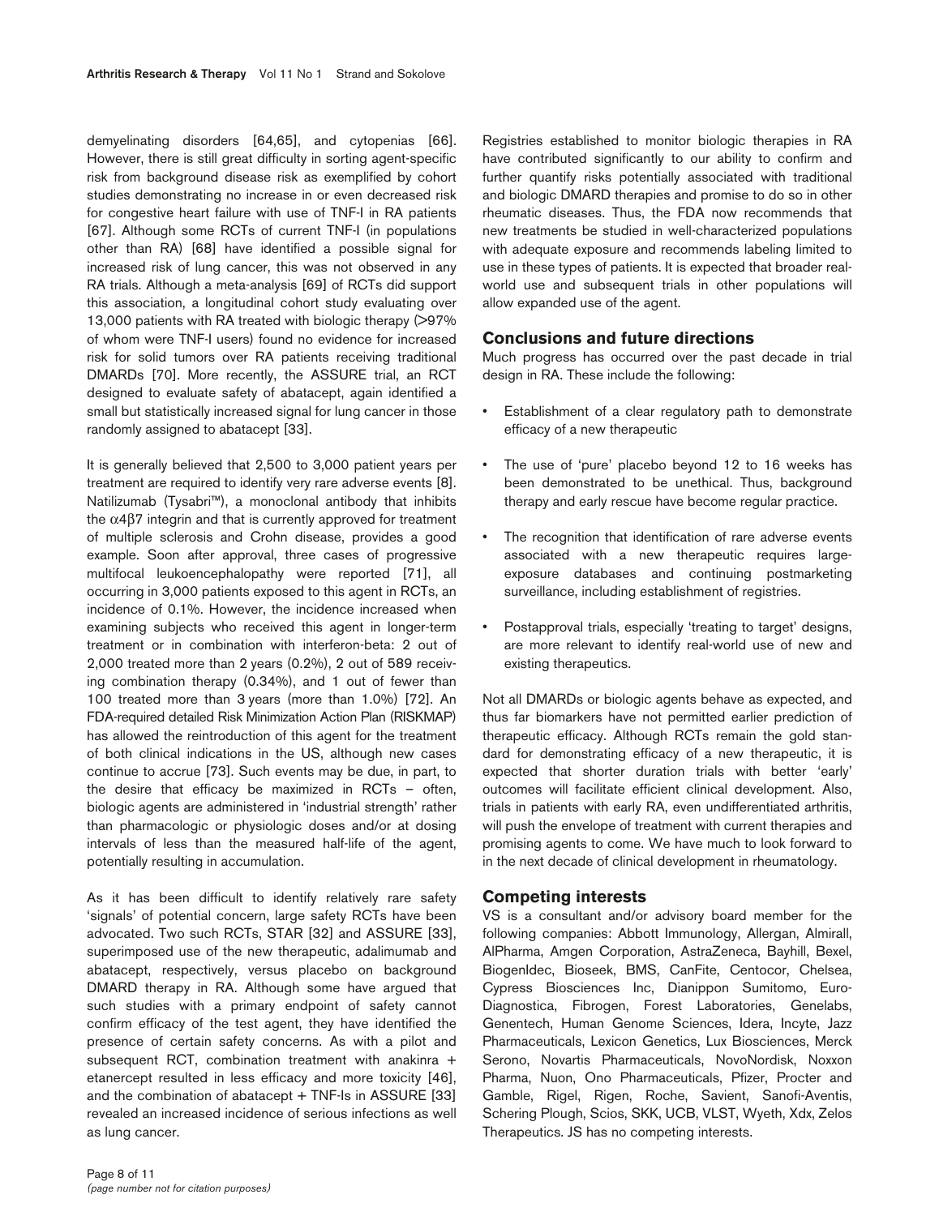demyelinating disorders [64,65], and cytopenias [66]. However, there is still great difficulty in sorting agent-specific risk from background disease risk as exemplified by cohort studies demonstrating no increase in or even decreased risk for congestive heart failure with use of TNF-I in RA patients [67]. Although some RCTs of current TNF-I (in populations other than RA) [68] have identified a possible signal for increased risk of lung cancer, this was not observed in any RA trials. Although a meta-analysis [69] of RCTs did support this association, a longitudinal cohort study evaluating over 13,000 patients with RA treated with biologic therapy (>97% of whom were TNF-I users) found no evidence for increased risk for solid tumors over RA patients receiving traditional DMARDs [70]. More recently, the ASSURE trial, an RCT designed to evaluate safety of abatacept, again identified a small but statistically increased signal for lung cancer in those randomly assigned to abatacept [33].

It is generally believed that 2,500 to 3,000 patient years per treatment are required to identify very rare adverse events [8]. Natilizumab (Tysabri™), a monoclonal antibody that inhibits the $\alpha 4\beta 7$ integrin and that is currently approved for treatment of multiple sclerosis and Crohn disease, provides a good example. Soon after approval, three cases of progressive multifocal leukoencephalopathy were reported [71], all occurring in 3,000 patients exposed to this agent in RCTs, an incidence of 0.1%. However, the incidence increased when examining subjects who received this agent in longer-term treatment or in combination with interferon-beta: 2 out of 2,000 treated more than 2 years (0.2%), 2 out of 589 receiving combination therapy (0.34%), and 1 out of fewer than 100 treated more than 3 years (more than 1.0%) [72]. An FDA-required detailed Risk Minimization Action Plan (RISKMAP) has allowed the reintroduction of this agent for the treatment of both clinical indications in the US, although new cases continue to accrue [73]. Such events may be due, in part, to the desire that efficacy be maximized in RCTs – often, biologic agents are administered in 'industrial strength' rather than pharmacologic or physiologic doses and/or at dosing intervals of less than the measured half-life of the agent, potentially resulting in accumulation.

As it has been difficult to identify relatively rare safety 'signals' of potential concern, large safety RCTs have been advocated. Two such RCTs, STAR [32] and ASSURE [33], superimposed use of the new therapeutic, adalimumab and abatacept, respectively, versus placebo on background DMARD therapy in RA. Although some have argued that such studies with a primary endpoint of safety cannot confirm efficacy of the test agent, they have identified the presence of certain safety concerns. As with a pilot and subsequent RCT, combination treatment with anakinra + etanercept resulted in less efficacy and more toxicity [46], and the combination of abatacept + TNF-Is in ASSURE [33] revealed an increased incidence of serious infections as well as lung cancer.

Registries established to monitor biologic therapies in RA have contributed significantly to our ability to confirm and further quantify risks potentially associated with traditional and biologic DMARD therapies and promise to do so in other rheumatic diseases. Thus, the FDA now recommends that new treatments be studied in well-characterized populations with adequate exposure and recommends labeling limited to use in these types of patients. It is expected that broader real-world use and subsequent trials in other populations will allow expanded use of the agent.

## Conclusions and future directions

Much progress has occurred over the past decade in trial design in RA. These include the following:

- Establishment of a clear regulatory path to demonstrate efficacy of a new therapeutic
- The use of 'pure' placebo beyond 12 to 16 weeks has been demonstrated to be unethical. Thus, background therapy and early rescue have become regular practice.
- The recognition that identification of rare adverse events associated with a new therapeutic requires large-exposure databases and continuing postmarketing surveillance, including establishment of registries.
- Postapproval trials, especially 'treating to target' designs, are more relevant to identify real-world use of new and existing therapeutics.

Not all DMARDs or biologic agents behave as expected, and thus far biomarkers have not permitted earlier prediction of therapeutic efficacy. Although RCTs remain the gold standard for demonstrating efficacy of a new therapeutic, it is expected that shorter duration trials with better 'early' outcomes will facilitate efficient clinical development. Also, trials in patients with early RA, even undifferentiated arthritis, will push the envelope of treatment with current therapies and promising agents to come. We have much to look forward to in the next decade of clinical development in rheumatology.

## Competing interests

VS is a consultant and/or advisory board member for the following companies: Abbott Immunology, Allergan, Almirall, AlPharma, Amgen Corporation, AstraZeneca, Bayhill, Bexel, BiogenIdec, Bioseek, BMS, CanFite, Centocor, Chelsea, Cypress Biosciences Inc, Dianippon Sumitomo, Euro-Diagnostica, Fibrogen, Forest Laboratories, Genelabs, Genentech, Human Genome Sciences, Idera, Incyte, Jazz Pharmaceuticals, Lexicon Genetics, Lux Biosciences, Merck Serono, Novartis Pharmaceuticals, NovoNordisk, Noxxon Pharma, Nuon, Ono Pharmaceuticals, Pfizer, Procter and Gamble, Rigel, Rigen, Roche, Savient, Sanofi-Aventis, Schering Plough, Scios, SKK, UCB, VLST, Wyeth, Xdx, Zelos Therapeutics. JS has no competing interests.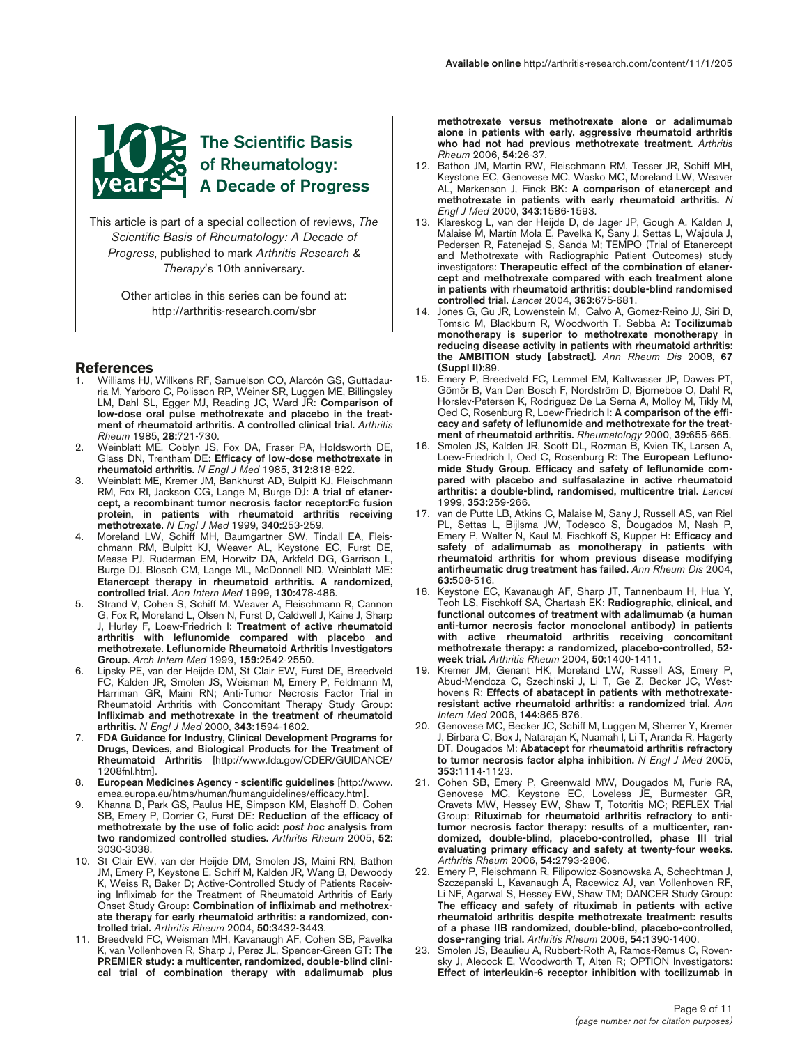**The Scientific Basis of Rheumatology: A Decade of Progress**

This article is part of a special collection of reviews, *The Scientific Basis of Rheumatology: A Decade of Progress*, published to mark *Arthritis Research & Therapy*'s 10th anniversary.

Other articles in this series can be found at: http://arthritis-research.com/sbr

## References

1. Williams HJ, Willkens RF, Samuelson CO, Alarcón GS, Guttadauria M, Yarboro C, Polisson RP, Weiner SR, Luggen ME, Billingsley LM, Dahl SL, Egger MJ, Reading JC, Ward JR: **Comparison of low-dose oral pulse methotrexate and placebo in the treatment of rheumatoid arthritis. A controlled clinical trial.** *Arthritis Rheum* 1985, **28:**721-730.
2. Weinblatt ME, Coblyn JS, Fox DA, Fraser PA, Holdsworth DE, Glass DN, Trentham DE: **Efficacy of low-dose methotrexate in rheumatoid arthritis.** *N Engl J Med* 1985, **312:**818-822.
3. Weinblatt ME, Kremer JM, Bankhurst AD, Bulpitt KJ, Fleischmann RM, Fox RI, Jackson CG, Lange M, Burge DJ: **A trial of etanercept, a recombinant tumor necrosis factor receptor:Fc fusion protein, in patients with rheumatoid arthritis receiving methotrexate.** *N Engl J Med* 1999, **340:**253-259.
4. Moreland LW, Schiff MH, Baumgartner SW, Tindall EA, Fleischmann RM, Bulpitt KJ, Weaver AL, Keystone EC, Furst DE, Mease PJ, Ruderman EM, Horwitz DA, Arkfeld DG, Garrison L, Burge DJ, Blosch CM, Lange ML, McDonnell ND, Weinblatt ME: **Etanercept therapy in rheumatoid arthritis. A randomized, controlled trial.** *Ann Intern Med* 1999, **130:**478-486.
5. Strand V, Cohen S, Schiff M, Weaver A, Fleischmann R, Cannon G, Fox R, Moreland L, Olsen N, Furst D, Caldwell J, Kaine J, Sharp J, Hurley F, Loew-Friedrich I: **Treatment of active rheumatoid arthritis with leflunomide compared with placebo and methotrexate. Leflunomide Rheumatoid Arthritis Investigators Group.** *Arch Intern Med* 1999, **159:**2542-2550.
6. Lipsky PE, van der Heijde DM, St Clair EW, Furst DE, Breedveld FC, Kalden JR, Smolen JS, Weisman M, Emery P, Feldmann M, Harriman GR, Maini RN; Anti-Tumor Necrosis Factor Trial in Rheumatoid Arthritis with Concomitant Therapy Study Group: **Infliximab and methotrexate in the treatment of rheumatoid arthritis.** *N Engl J Med* 2000, **343:**1594-1602.
7. **FDA Guidance for Industry, Clinical Development Programs for Drugs, Devices, and Biological Products for the Treatment of Rheumatoid Arthritis** [http://www.fda.gov/CDER/GUIDANCE/1208fnl.htm].
8. **European Medicines Agency - scientific guidelines** [http://www.emea.europa.eu/htms/human/humanguidelines/efficacy.htm].
9. Khanna D, Park GS, Paulus HE, Simpson KM, Elashoff D, Cohen SB, Emery P, Dorrier C, Furst DE: **Reduction of the efficacy of methotrexate by the use of folic acid: *post hoc* analysis from two randomized controlled studies.** *Arthritis Rheum* 2005, **52:** 3030-3038.
10. St Clair EW, van der Heijde DM, Smolen JS, Maini RN, Bathon JM, Emery P, Keystone E, Schiff M, Kalden JR, Wang B, Dewoody K, Weiss R, Baker D; Active-Controlled Study of Patients Receiving Infliximab for the Treatment of Rheumatoid Arthritis of Early Onset Study Group: **Combination of infliximab and methotrexate therapy for early rheumatoid arthritis: a randomized, controlled trial.** *Arthritis Rheum* 2004, **50:**3432-3443.
11. Breedveld FC, Weisman MH, Kavanaugh AF, Cohen SB, Pavelka K, van Vollenhoven R, Sharp J, Perez JL, Spencer-Green GT: **The PREMIER study: a multicenter, randomized, double-blind clinical trial of combination therapy with adalimumab plus methotrexate versus methotrexate alone or adalimumab alone in patients with early, aggressive rheumatoid arthritis who had not had previous methotrexate treatment.** *Arthritis Rheum* 2006, **54:**26-37.
12. Bathon JM, Martin RW, Fleischmann RM, Tesser JR, Schiff MH, Keystone EC, Genovese MC, Wasko MC, Moreland LW, Weaver AL, Markenson J, Finck BK: **A comparison of etanercept and methotrexate in patients with early rheumatoid arthritis.** *N Engl J Med* 2000, **343:**1586-1593.
13. Klareskog L, van der Heijde D, de Jager JP, Gough A, Kalden J, Malaise M, Martín Mola E, Pavelka K, Sany J, Settas L, Wajdula J, Pedersen R, Fatenejad S, Sanda M; TEMPO (Trial of Etanercept and Methotrexate with Radiographic Patient Outcomes) study investigators: **Therapeutic effect of the combination of etanercept and methotrexate compared with each treatment alone in patients with rheumatoid arthritis: double-blind randomised controlled trial.** *Lancet* 2004, **363:**675-681.
14. Jones G, Gu JR, Lowenstein M, Calvo A, Gomez-Reino JJ, Siri D, Tomsic M, Blackburn R, Woodworth T, Sebba A: **Tocilizumab monotherapy is superior to methotrexate monotherapy in reducing disease activity in patients with rheumatoid arthritis: the AMBITION study [abstract].** *Ann Rheum Dis* 2008, **67 (Suppl II):**89.
15. Emery P, Breedveld FC, Lemmel EM, Kaltwasser JP, Dawes PT, Gömör B, Van Den Bosch F, Nordström D, Bjorneboe O, Dahl R, Horslev-Petersen K, Rodriguez De La Serna A, Molloy M, Tikly M, Oed C, Rosenburg R, Loew-Friedrich I: **A comparison of the efficacy and safety of leflunomide and methotrexate for the treatment of rheumatoid arthritis.** *Rheumatology* 2000, **39:**655-665.
16. Smolen JS, Kalden JR, Scott DL, Rozman B, Kvien TK, Larsen A, Loew-Friedrich I, Oed C, Rosenburg R: **The European Leflunomide Study Group. Efficacy and safety of leflunomide compared with placebo and sulfasalazine in active rheumatoid arthritis: a double-blind, randomised, multicentre trial.** *Lancet* 1999, **353:**259-266.
17. van de Putte LB, Atkins C, Malaise M, Sany J, Russell AS, van Riel PL, Settas L, Bijlsma JW, Todesco S, Dougados M, Nash P, Emery P, Walter N, Kaul M, Fischkoff S, Kupper H: **Efficacy and safety of adalimumab as monotherapy in patients with rheumatoid arthritis for whom previous disease modifying antirheumatic drug treatment has failed.** *Ann Rheum Dis* 2004, **63:**508-516.
18. Keystone EC, Kavanaugh AF, Sharp JT, Tannenbaum H, Hua Y, Teoh LS, Fischkoff SA, Chartash EK: **Radiographic, clinical, and functional outcomes of treatment with adalimumab (a human anti-tumor necrosis factor monoclonal antibody) in patients with active rheumatoid arthritis receiving concomitant methotrexate therapy: a randomized, placebo-controlled, 52-week trial.** *Arthritis Rheum* 2004, **50:**1400-1411.
19. Kremer JM, Genant HK, Moreland LW, Russell AS, Emery P, Abud-Mendoza C, Szechinski J, Li T, Ge Z, Becker JC, Westhovens R: **Effects of abatacept in patients with methotrexate-resistant active rheumatoid arthritis: a randomized trial.** *Ann Intern Med* 2006, **144:**865-876.
20. Genovese MC, Becker JC, Schiff M, Luggen M, Sherrer Y, Kremer J, Birbara C, Box J, Natarajan K, Nuamah I, Li T, Aranda R, Hagerty DT, Dougados M: **Abatacept for rheumatoid arthritis refractory to tumor necrosis factor alpha inhibition.** *N Engl J Med* 2005, **353:**1114-1123.
21. Cohen SB, Emery P, Greenwald MW, Dougados M, Furie RA, Genovese MC, Keystone EC, Loveless JE, Burmester GR, Cravets MW, Hessey EW, Shaw T, Totoritis MC; REFLEX Trial Group: **Rituximab for rheumatoid arthritis refractory to anti-tumor necrosis factor therapy: results of a multicenter, randomized, double-blind, placebo-controlled, phase III trial evaluating primary efficacy and safety at twenty-four weeks.** *Arthritis Rheum* 2006, **54:**2793-2806.
22. Emery P, Fleischmann R, Filipowicz-Sosnowska A, Schechtman J, Szczepanski L, Kavanaugh A, Racewicz AJ, van Vollenhoven RF, Li NF, Agarwal S, Hessey EW, Shaw TM; DANCER Study Group: **The efficacy and safety of rituximab in patients with active rheumatoid arthritis despite methotrexate treatment: results of a phase IIB randomized, double-blind, placebo-controlled, dose-ranging trial.** *Arthritis Rheum* 2006, **54:**1390-1400.
23. Smolen JS, Beaulieu A, Rubbert-Roth A, Ramos-Remus C, Rovensky J, Alecock E, Woodworth T, Alten R; OPTION Investigators: **Effect of interleukin-6 receptor inhibition with tocilizumab in**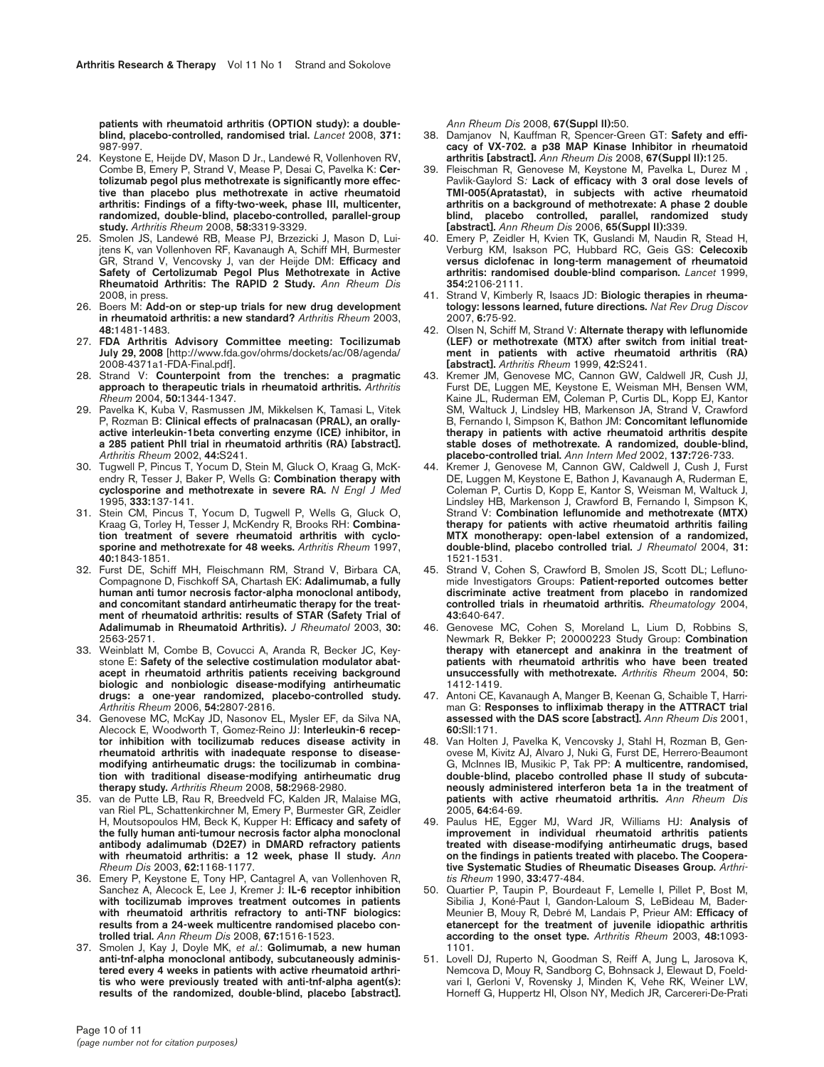patients with rheumatoid arthritis (OPTION study): a double-blind, placebo-controlled, randomised trial. *Lancet* 2008, **371:** 987-997.

24. Keystone E, Heijde DV, Mason D Jr., Landewé R, Vollenhoven RV, Combe B, Emery P, Strand V, Mease P, Desai C, Pavelka K: **Certolizumab pegol plus methotrexate is significantly more effective than placebo plus methotrexate in active rheumatoid arthritis: Findings of a fifty-two-week, phase III, multicenter, randomized, double-blind, placebo-controlled, parallel-group study.** *Arthritis Rheum* 2008, **58:**3319-3329.
25. Smolen JS, Landewé RB, Mease PJ, Brzezicki J, Mason D, Luijtens K, van Vollenhoven RF, Kavanaugh A, Schiff MH, Burmester GR, Strand V, Vencovsky J, van der Heijde DM: **Efficacy and Safety of Certolizumab Pegol Plus Methotrexate in Active Rheumatoid Arthritis: The RAPID 2 Study.** *Ann Rheum Dis* 2008, in press.
26. Boers M: **Add-on or step-up trials for new drug development in rheumatoid arthritis: a new standard?** *Arthritis Rheum* 2003, **48:**1481-1483.
27. **FDA Arthritis Advisory Committee meeting: Tocilizumab July 29, 2008** [http://www.fda.gov/ohrms/dockets/ac/08/agenda/2008-4371a1-FDA-Final.pdf].
28. Strand V: **Counterpoint from the trenches: a pragmatic approach to therapeutic trials in rheumatoid arthritis.** *Arthritis Rheum* 2004, **50:**1344-1347.
29. Pavelka K, Kuba V, Rasmussen JM, Mikkelsen K, Tamasi L, Vitek P, Rozman B: **Clinical effects of pralnacasan (PRAL), an orally-active interleukin-1beta converting enzyme (ICE) inhibitor, in a 285 patient PhII trial in rheumatoid arthritis (RA) [abstract].** *Arthritis Rheum* 2002, **44:**S241.
30. Tugwell P, Pincus T, Yocum D, Stein M, Gluck O, Kraag G, McKendry R, Tesser J, Baker P, Wells G: **Combination therapy with cyclosporine and methotrexate in severe RA.** *N Engl J Med* 1995, **333:**137-141.
31. Stein CM, Pincus T, Yocum D, Tugwell P, Wells G, Gluck O, Kraag G, Torley H, Tesser J, McKendry R, Brooks RH: **Combination treatment of severe rheumatoid arthritis with cyclosporine and methotrexate for 48 weeks.** *Arthritis Rheum* 1997, **40:**1843-1851.
32. Furst DE, Schiff MH, Fleischmann RM, Strand V, Birbara CA, Compagnone D, Fischkoff SA, Chartash EK: **Adalimumab, a fully human anti tumor necrosis factor-alpha monoclonal antibody, and concomitant standard antirheumatic therapy for the treatment of rheumatoid arthritis: results of STAR (Safety Trial of Adalimumab in Rheumatoid Arthritis).** *J Rheumatol* 2003, **30:** 2563-2571.
33. Weinblatt M, Combe B, Covucci A, Aranda R, Becker JC, Keystone E: **Safety of the selective costimulation modulator abatacept in rheumatoid arthritis patients receiving background biologic and nonbiologic disease-modifying antirheumatic drugs: a one-year randomized, placebo-controlled study.** *Arthritis Rheum* 2006, **54:**2807-2816.
34. Genovese MC, McKay JD, Nasonov EL, Mysler EF, da Silva NA, Alecock E, Woodworth T, Gomez-Reino JJ: **Interleukin-6 receptor inhibition with tocilizumab reduces disease activity in rheumatoid arthritis with inadequate response to disease-modifying antirheumatic drugs: the tocilizumab in combination with traditional disease-modifying antirheumatic drug therapy study.** *Arthritis Rheum* 2008, **58:**2968-2980.
35. van de Putte LB, Rau R, Breedveld FC, Kalden JR, Malaise MG, van Riel PL, Schattenkirchner M, Emery P, Burmester GR, Zeidler H, Moutsopoulos HM, Beck K, Kupper H: **Efficacy and safety of the fully human anti-tumour necrosis factor alpha monoclonal antibody adalimumab (D2E7) in DMARD refractory patients with rheumatoid arthritis: a 12 week, phase II study.** *Ann Rheum Dis* 2003, **62:**1168-1177.
36. Emery P, Keystone E, Tony HP, Cantagrel A, van Vollenhoven R, Sanchez A, Alecock E, Lee J, Kremer J: **IL-6 receptor inhibition with tocilizumab improves treatment outcomes in patients with rheumatoid arthritis refractory to anti-TNF biologics: results from a 24-week multicentre randomised placebo controlled trial.** *Ann Rheum Dis* 2008, **67:**1516-1523.
37. Smolen J, Kay J, Doyle MK, *et al.*: **Golimumab, a new human anti-tnf-alpha monoclonal antibody, subcutaneously administered every 4 weeks in patients with active rheumatoid arthritis who were previously treated with anti-tnf-alpha agent(s): results of the randomized, double-blind, placebo [abstract].** *Ann Rheum Dis* 2008, **67(Suppl II):**50.
38. Damjanov N, Kauffman R, Spencer-Green GT: **Safety and efficacy of VX-702. a p38 MAP Kinase Inhibitor in rheumatoid arthritis [abstract].** *Ann Rheum Dis* 2008, **67(Suppl II):**125.
39. Fleischman R, Genovese M, Keystone M, Pavelka L, Durez M , Pavlik-Gaylord S: **Lack of efficacy with 3 oral dose levels of TMI-005(Apratastat), in subjects with active rheumatoid arthritis on a background of methotrexate: A phase 2 double blind, placebo controlled, parallel, randomized study [abstract].** *Ann Rheum Dis* 2006, **65(Suppl II):**339.
40. Emery P, Zeidler H, Kvien TK, Guslandi M, Naudin R, Stead H, Verburg KM, Isakson PC, Hubbard RC, Geis GS: **Celecoxib versus diclofenac in long-term management of rheumatoid arthritis: randomised double-blind comparison.** *Lancet* 1999, **354:**2106-2111.
41. Strand V, Kimberly R, Isaacs JD: **Biologic therapies in rheumatology: lessons learned, future directions.** *Nat Rev Drug Discov* 2007, **6:**75-92.
42. Olsen N, Schiff M, Strand V: **Alternate therapy with leflunomide (LEF) or methotrexate (MTX) after switch from initial treatment in patients with active rheumatoid arthritis (RA) [abstract].** *Arthritis Rheum* 1999, **42:**S241.
43. Kremer JM, Genovese MC, Cannon GW, Caldwell JR, Cush JJ, Furst DE, Luggen ME, Keystone E, Weisman MH, Bensen WM, Kaine JL, Ruderman EM, Coleman P, Curtis DL, Kopp EJ, Kantor SM, Waltuck J, Lindsley HB, Markenson JA, Strand V, Crawford B, Fernando I, Simpson K, Bathon JM: **Concomitant leflunomide therapy in patients with active rheumatoid arthritis despite stable doses of methotrexate. A randomized, double-blind, placebo-controlled trial.** *Ann Intern Med* 2002, **137:**726-733.
44. Kremer J, Genovese M, Cannon GW, Caldwell J, Cush J, Furst DE, Luggen M, Keystone E, Bathon J, Kavanaugh A, Ruderman E, Coleman P, Curtis D, Kopp E, Kantor S, Weisman M, Waltuck J, Lindsley HB, Markenson J, Crawford B, Fernando I, Simpson K, Strand V: **Combination leflunomide and methotrexate (MTX) therapy for patients with active rheumatoid arthritis failing MTX monotherapy: open-label extension of a randomized, double-blind, placebo controlled trial.** *J Rheumatol* 2004, **31:** 1521-1531.
45. Strand V, Cohen S, Crawford B, Smolen JS, Scott DL; Leflunomide Investigators Groups: **Patient-reported outcomes better discriminate active treatment from placebo in randomized controlled trials in rheumatoid arthritis.** *Rheumatology* 2004, **43:**640-647.
46. Genovese MC, Cohen S, Moreland L, Lium D, Robbins S, Newmark R, Bekker P; 20000223 Study Group: **Combination therapy with etanercept and anakinra in the treatment of patients with rheumatoid arthritis who have been treated unsuccessfully with methotrexate.** *Arthritis Rheum* 2004, **50:** 1412-1419.
47. Antoni CE, Kavanaugh A, Manger B, Keenan G, Schaible T, Harriman G: **Responses to infliximab therapy in the ATTRACT trial assessed with the DAS score [abstract].** *Ann Rheum Dis* 2001, **60:**SII:171.
48. Van Holten J, Pavelka K, Vencovsky J, Stahl H, Rozman B, Genovese M, Kivitz AJ, Alvaro J, Nuki G, Furst DE, Herrero-Beaumont G, McInnes IB, Musikic P, Tak PP: **A multicentre, randomised, double-blind, placebo controlled phase II study of subcutaneously administered interferon beta 1a in the treatment of patients with active rheumatoid arthritis.** *Ann Rheum Dis* 2005, **64:**64-69.
49. Paulus HE, Egger MJ, Ward JR, Williams HJ: **Analysis of improvement in individual rheumatoid arthritis patients treated with disease-modifying antirheumatic drugs, based on the findings in patients treated with placebo. The Cooperative Systematic Studies of Rheumatic Diseases Group.** *Arthritis Rheum* 1990, **33:**477-484.
50. Quartier P, Taupin P, Bourdeaut F, Lemelle I, Pillet P, Bost M, Sibilia J, Koné-Paut I, Gandon-Laloum S, LeBideau M, Bader-Meunier B, Mouy R, Debré M, Landais P, Prieur AM: **Efficacy of etanercept for the treatment of juvenile idiopathic arthritis according to the onset type.** *Arthritis Rheum* 2003, **48:**1093-1101.
51. Lovell DJ, Ruperto N, Goodman S, Reiff A, Jung L, Jarosova K, Nemcova D, Mouy R, Sandborg C, Bohnsack J, Elewaut D, Foeldvari I, Gerloni V, Rovensky J, Minden K, Vehe RK, Weiner LW, Horneff G, Huppertz HI, Olson NY, Medich JR, Carcereri-De-Prati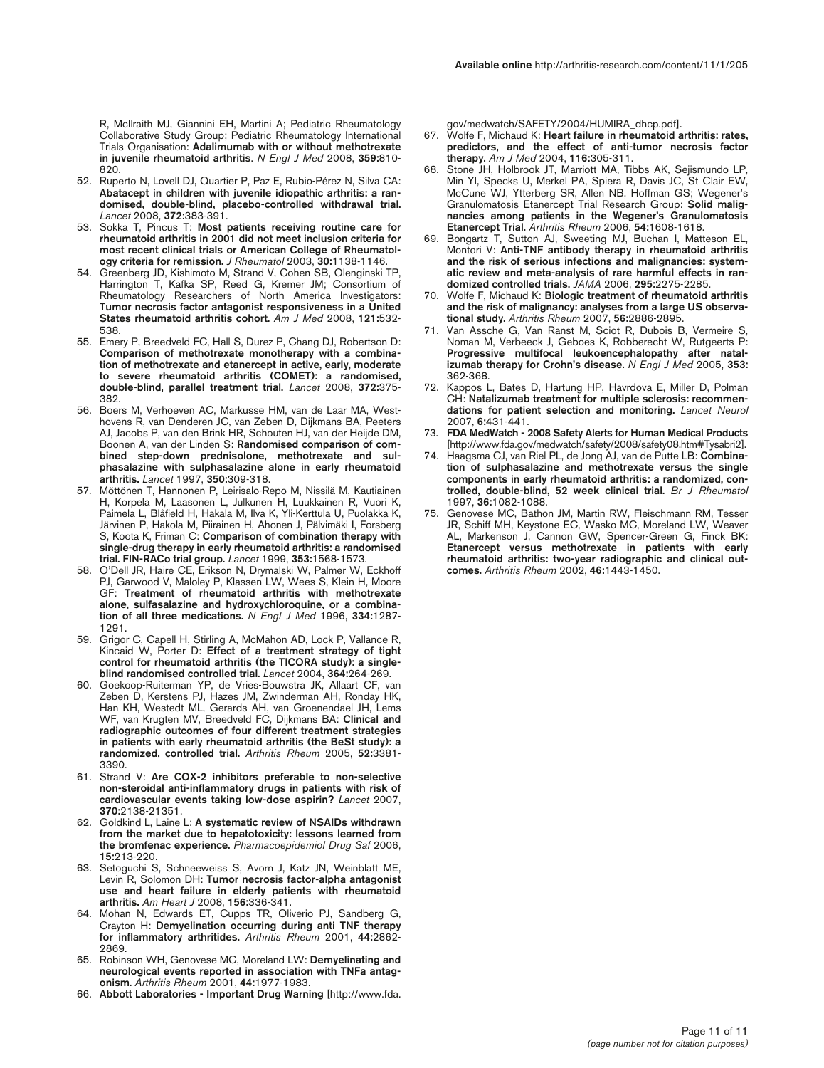R, McIlraith MJ, Giannini EH, Martini A; Pediatric Rheumatology Collaborative Study Group; Pediatric Rheumatology International Trials Organisation: **Adalimumab with or without methotrexate in juvenile rheumatoid arthritis**. *N Engl J Med* 2008, **359:**810-820.

52. Ruperto N, Lovell DJ, Quartier P, Paz E, Rubio-Pérez N, Silva CA: **Abatacept in children with juvenile idiopathic arthritis: a randomised, double-blind, placebo-controlled withdrawal trial.** *Lancet* 2008, **372:**383-391.
53. Sokka T, Pincus T: **Most patients receiving routine care for rheumatoid arthritis in 2001 did not meet inclusion criteria for most recent clinical trials or American College of Rheumatology criteria for remission.** *J Rheumatol* 2003, **30:**1138-1146.
54. Greenberg JD, Kishimoto M, Strand V, Cohen SB, Olenginski TP, Harrington T, Kafka SP, Reed G, Kremer JM; Consortium of Rheumatology Researchers of North America Investigators: **Tumor necrosis factor antagonist responsiveness in a United States rheumatoid arthritis cohort.** *Am J Med* 2008, **121:**532-538.
55. Emery P, Breedveld FC, Hall S, Durez P, Chang DJ, Robertson D: **Comparison of methotrexate monotherapy with a combination of methotrexate and etanercept in active, early, moderate to severe rheumatoid arthritis (COMET): a randomised, double-blind, parallel treatment trial.** *Lancet* 2008, **372:**375-382.
56. Boers M, Verhoeven AC, Markusse HM, van de Laar MA, Westhovens R, van Denderen JC, van Zeben D, Dijkmans BA, Peeters AJ, Jacobs P, van den Brink HR, Schouten HJ, van der Heijde DM, Boonen A, van der Linden S: **Randomised comparison of combined step-down prednisolone, methotrexate and sulphasalazine with sulphasalazine alone in early rheumatoid arthritis.** *Lancet* 1997, **350:**309-318.
57. Möttönen T, Hannonen P, Leirisalo-Repo M, Nissilä M, Kautiainen H, Korpela M, Laasonen L, Julkunen H, Luukkainen R, Vuori K, Paimela L, Blåfield H, Hakala M, Ilva K, Yli-Kerttula U, Puolakka K, Järvinen P, Hakola M, Piirainen H, Ahonen J, Pälvimäki I, Forsberg S, Koota K, Friman C: **Comparison of combination therapy with single-drug therapy in early rheumatoid arthritis: a randomised trial. FIN-RACo trial group.** *Lancet* 1999, **353:**1568-1573.
58. O'Dell JR, Haire CE, Erikson N, Drymalski W, Palmer W, Eckhoff PJ, Garwood V, Maloley P, Klassen LW, Wees S, Klein H, Moore GF: **Treatment of rheumatoid arthritis with methotrexate alone, sulfasalazine and hydroxychloroquine, or a combination of all three medications.** *N Engl J Med* 1996, **334:**1287-1291.
59. Grigor C, Capell H, Stirling A, McMahon AD, Lock P, Vallance R, Kincaid W, Porter D: **Effect of a treatment strategy of tight control for rheumatoid arthritis (the TICORA study): a single-blind randomised controlled trial.** *Lancet* 2004, **364:**264-269.
60. Goekoop-Ruiterman YP, de Vries-Bouwstra JK, Allaart CF, van Zeben D, Kerstens PJ, Hazes JM, Zwinderman AH, Ronday HK, Han KH, Westedt ML, Gerards AH, van Groenendael JH, Lems WF, van Krugten MV, Breedveld FC, Dijkmans BA: **Clinical and radiographic outcomes of four different treatment strategies in patients with early rheumatoid arthritis (the BeSt study): a randomized, controlled trial.** *Arthritis Rheum* 2005, **52:**3381-3390.
61. Strand V: **Are COX-2 inhibitors preferable to non-selective non-steroidal anti-inflammatory drugs in patients with risk of cardiovascular events taking low-dose aspirin?** *Lancet* 2007, **370:**2138-21351.
62. Goldkind L, Laine L: **A systematic review of NSAIDs withdrawn from the market due to hepatotoxicity: lessons learned from the bromfenac experience.** *Pharmacoepidemiol Drug Saf* 2006, **15:**213-220.
63. Setoguchi S, Schneeweiss S, Avorn J, Katz JN, Weinblatt ME, Levin R, Solomon DH: **Tumor necrosis factor-alpha antagonist use and heart failure in elderly patients with rheumatoid arthritis.** *Am Heart J* 2008, **156:**336-341.
64. Mohan N, Edwards ET, Cupps TR, Oliverio PJ, Sandberg G, Crayton H: **Demyelination occurring during anti TNF therapy for inflammatory arthritides.** *Arthritis Rheum* 2001, **44:**2862-2869.
65. Robinson WH, Genovese MC, Moreland LW: **Demyelinating and neurological events reported in association with TNFa antagonism.** *Arthritis Rheum* 2001, **44:**1977-1983.
66. **Abbott Laboratories - Important Drug Warning** [http://www.fda.gov/medwatch/SAFETY/2004/HUMIRA_dhcp.pdf].
67. Wolfe F, Michaud K: **Heart failure in rheumatoid arthritis: rates, predictors, and the effect of anti-tumor necrosis factor therapy.** *Am J Med* 2004, **116:**305-311.
68. Stone JH, Holbrook JT, Marriott MA, Tibbs AK, Sejismundo LP, Min YI, Specks U, Merkel PA, Spiera R, Davis JC, St Clair EW, McCune WJ, Ytterberg SR, Allen NB, Hoffman GS; Wegener's Granulomatosis Etanercept Trial Research Group: **Solid malignancies among patients in the Wegener's Granulomatosis Etanercept Trial.** *Arthritis Rheum* 2006, **54:**1608-1618.
69. Bongartz T, Sutton AJ, Sweeting MJ, Buchan I, Matteson EL, Montori V: **Anti-TNF antibody therapy in rheumatoid arthritis and the risk of serious infections and malignancies: systematic review and meta-analysis of rare harmful effects in randomized controlled trials.** *JAMA* 2006, **295:**2275-2285.
70. Wolfe F, Michaud K: **Biologic treatment of rheumatoid arthritis and the risk of malignancy: analyses from a large US observational study.** *Arthritis Rheum* 2007, **56:**2886-2895.
71. Van Assche G, Van Ranst M, Sciot R, Dubois B, Vermeire S, Noman M, Verbeeck J, Geboes K, Robberecht W, Rutgeerts P: **Progressive multifocal leukoencephalopathy after natalizumab therapy for Crohn's disease.** *N Engl J Med* 2005, **353:**362-368.
72. Kappos L, Bates D, Hartung HP, Havrdova E, Miller D, Polman CH: **Natalizumab treatment for multiple sclerosis: recommendations for patient selection and monitoring.** *Lancet Neurol* 2007, **6:**431-441.
73. **FDA MedWatch - 2008 Safety Alerts for Human Medical Products** [http://www.fda.gov/medwatch/safety/2008/safety08.htm#Tysabri2].
74. Haagsma CJ, van Riel PL, de Jong AJ, van de Putte LB: **Combination of sulphasalazine and methotrexate versus the single components in early rheumatoid arthritis: a randomized, controlled, double-blind, 52 week clinical trial.** *Br J Rheumatol* 1997, **36:**1082-1088.
75. Genovese MC, Bathon JM, Martin RW, Fleischmann RM, Tesser JR, Schiff MH, Keystone EC, Wasko MC, Moreland LW, Weaver AL, Markenson J, Cannon GW, Spencer-Green G, Finck BK: **Etanercept versus methotrexate in patients with early rheumatoid arthritis: two-year radiographic and clinical outcomes.** *Arthritis Rheum* 2002, **46:**1443-1450.